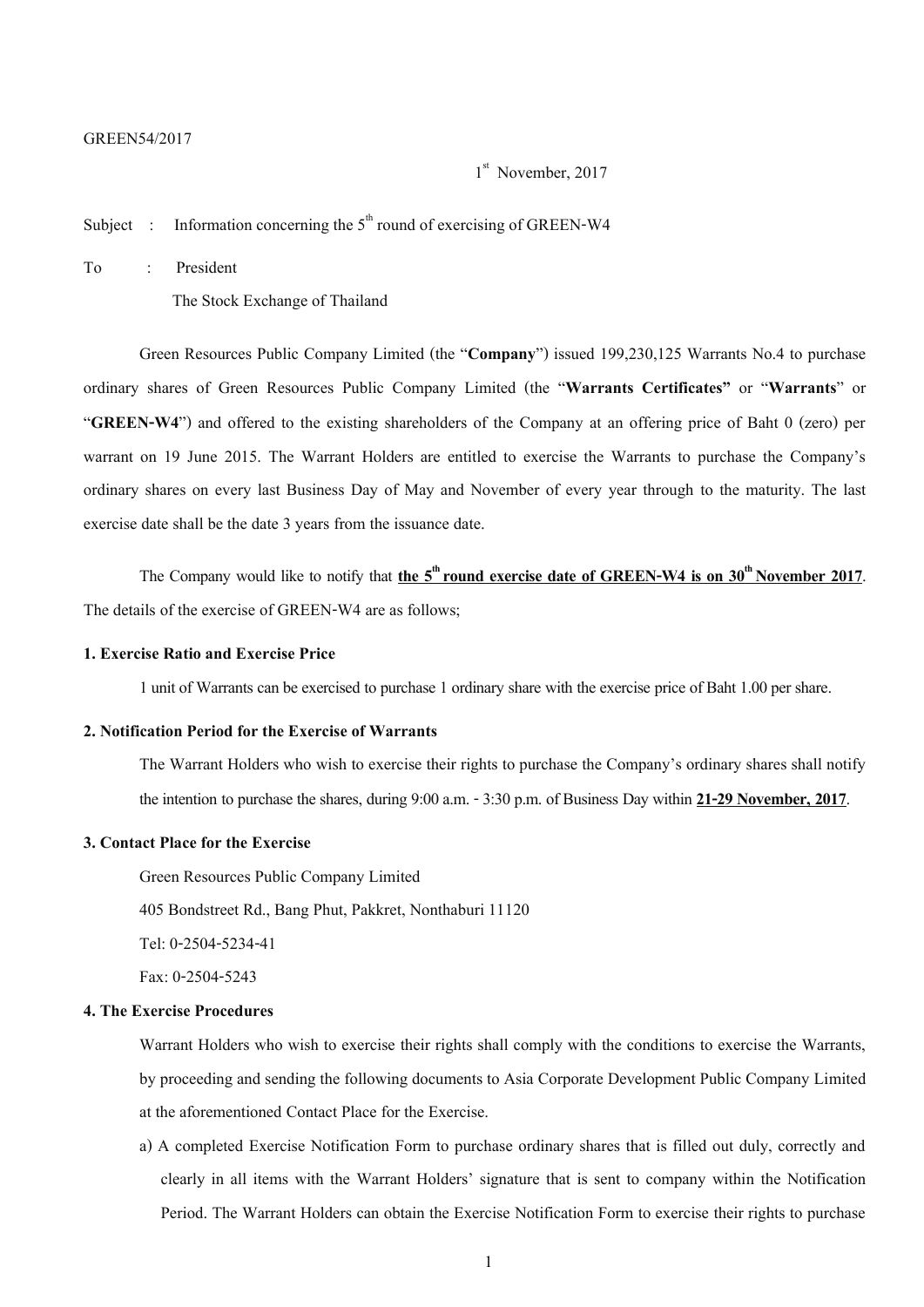GREEN54/2017

1st November, 2017

Subject : Information concerning the 5th round of exercising of GREEN-W4

To : President

The Stock Exchange of Thailand

Green Resources Public Company Limited (the "**Company**") issued 199,230,125 Warrants No.4 to purchase ordinary shares of Green Resources Public Company Limited (the "**Warrants Certificates"** or "**Warrants**" or "**GREEN-W4**") and offered to the existing shareholders of the Company at an offering price of Baht 0 (zero) per warrant on 19 June 2015. The Warrant Holders are entitled to exercise the Warrants to purchase the Company's ordinary shares on every last Business Day of May and November of every year through to the maturity. The last exercise date shall be the date 3 years from the issuance date.

The Company would like to notify that **the 5th round exercise date of GREEN-W4 is on 30th November 2017**. The details of the exercise of GREEN-W4 are as follows;

### 1. Exercise Ratio and Exercise Price

1 unit of Warrants can be exercised to purchase 1 ordinary share with the exercise price of Baht 1.00 per share.

### 2. Notification Period for the Exercise of Warrants

The Warrant Holders who wish to exercise their rights to purchase the Company's ordinary shares shall notify the intention to purchase the shares, during 9:00 a.m. - 3:30 p.m. of Business Day within **21-29 November, 2017**.

### 3. Contact Place for the Exercise

Green Resources Public Company Limited

405 Bondstreet Rd., Bang Phut, Pakkret, Nonthaburi 11120

Tel: 0-2504-5234-41

Fax: 0-2504-5243

### 4. The Exercise Procedures

Warrant Holders who wish to exercise their rights shall comply with the conditions to exercise the Warrants, by proceeding and sending the following documents to Asia Corporate Development Public Company Limited at the aforementioned Contact Place for the Exercise.

a) A completed Exercise Notification Form to purchase ordinary shares that is filled out duly, correctly and clearly in all items with the Warrant Holders' signature that is sent to company within the Notification Period. The Warrant Holders can obtain the Exercise Notification Form to exercise their rights to purchase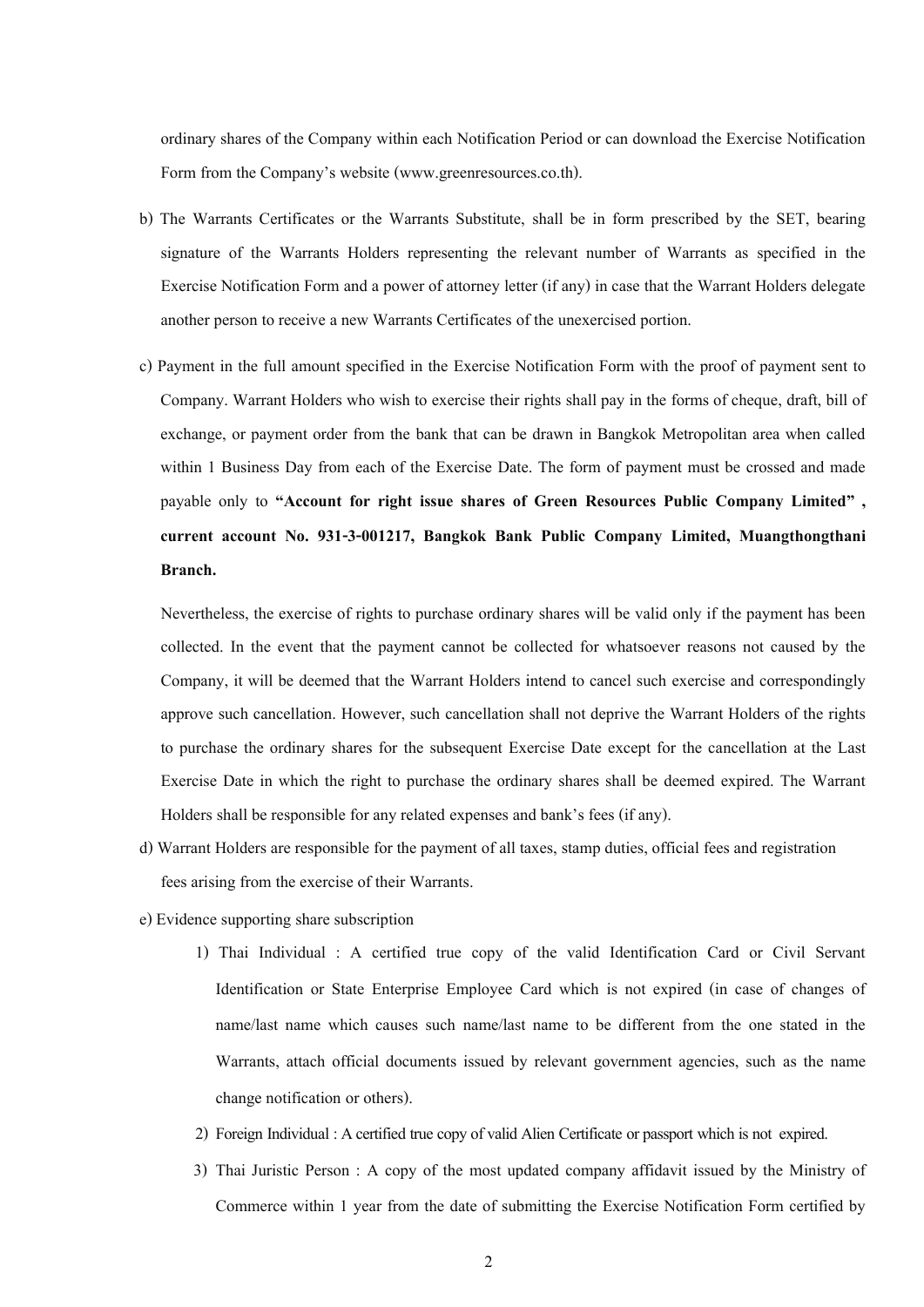ordinary shares of the Company within each Notification Period or can download the Exercise Notification Form from the Company's website (www.greenresources.co.th).

b) The Warrants Certificates or the Warrants Substitute, shall be in form prescribed by the SET, bearing signature of the Warrants Holders representing the relevant number of Warrants as specified in the Exercise Notification Form and a power of attorney letter (if any) in case that the Warrant Holders delegate another person to receive a new Warrants Certificates of the unexercised portion.

c) Payment in the full amount specified in the Exercise Notification Form with the proof of payment sent to Company. Warrant Holders who wish to exercise their rights shall pay in the forms of cheque, draft, bill of exchange, or payment order from the bank that can be drawn in Bangkok Metropolitan area when called within 1 Business Day from each of the Exercise Date. The form of payment must be crossed and made payable only to **"Account for right issue shares of Green Resources Public Company Limited" , current account No. 931-3-001217, Bangkok Bank Public Company Limited, Muangthongthani Branch.**

   Nevertheless, the exercise of rights to purchase ordinary shares will be valid only if the payment has been collected. In the event that the payment cannot be collected for whatsoever reasons not caused by the Company, it will be deemed that the Warrant Holders intend to cancel such exercise and correspondingly approve such cancellation. However, such cancellation shall not deprive the Warrant Holders of the rights to purchase the ordinary shares for the subsequent Exercise Date except for the cancellation at the Last Exercise Date in which the right to purchase the ordinary shares shall be deemed expired. The Warrant Holders shall be responsible for any related expenses and bank's fees (if any).

d) Warrant Holders are responsible for the payment of all taxes, stamp duties, official fees and registration fees arising from the exercise of their Warrants.

e) Evidence supporting share subscription

   1) Thai Individual : A certified true copy of the valid Identification Card or Civil Servant Identification or State Enterprise Employee Card which is not expired (in case of changes of name/last name which causes such name/last name to be different from the one stated in the Warrants, attach official documents issued by relevant government agencies, such as the name change notification or others).

   2) Foreign Individual : A certified true copy of valid Alien Certificate or passport which is not expired.

   3) Thai Juristic Person : A copy of the most updated company affidavit issued by the Ministry of Commerce within 1 year from the date of submitting the Exercise Notification Form certified by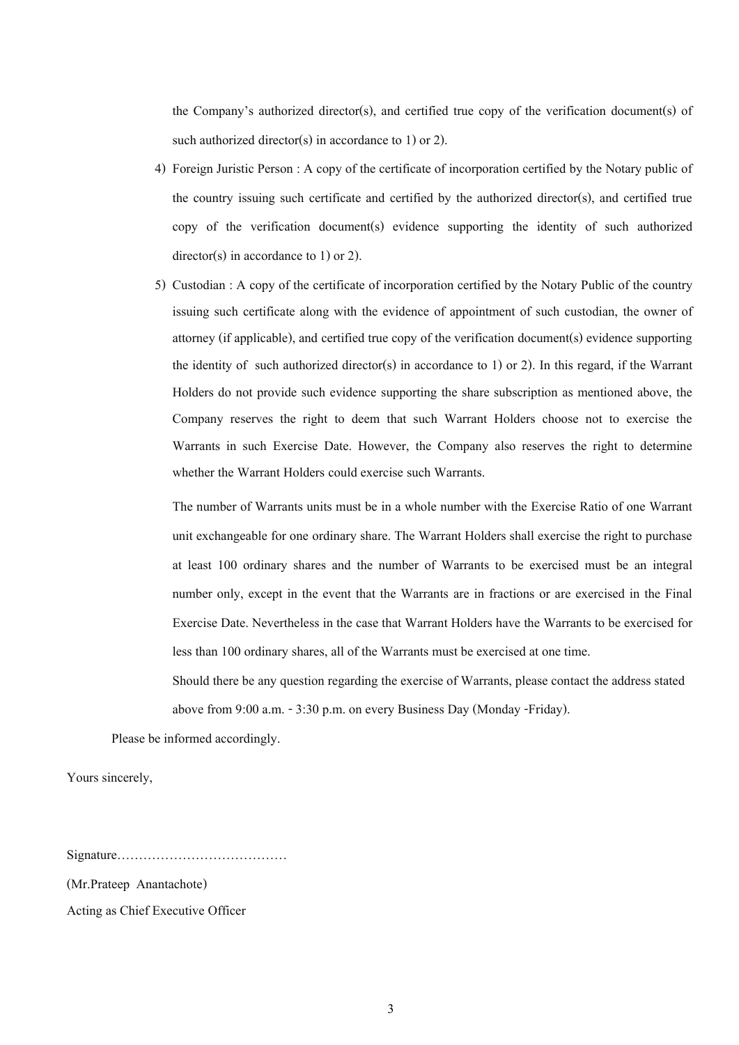the Company's authorized director(s), and certified true copy of the verification document(s) of such authorized director(s) in accordance to 1) or 2).

4) Foreign Juristic Person : A copy of the certificate of incorporation certified by the Notary public of the country issuing such certificate and certified by the authorized director(s), and certified true copy of the verification document(s) evidence supporting the identity of such authorized director(s) in accordance to 1) or 2).

5) Custodian : A copy of the certificate of incorporation certified by the Notary Public of the country issuing such certificate along with the evidence of appointment of such custodian, the owner of attorney (if applicable), and certified true copy of the verification document(s) evidence supporting the identity of such authorized director(s) in accordance to 1) or 2). In this regard, if the Warrant Holders do not provide such evidence supporting the share subscription as mentioned above, the Company reserves the right to deem that such Warrant Holders choose not to exercise the Warrants in such Exercise Date. However, the Company also reserves the right to determine whether the Warrant Holders could exercise such Warrants.

The number of Warrants units must be in a whole number with the Exercise Ratio of one Warrant unit exchangeable for one ordinary share. The Warrant Holders shall exercise the right to purchase at least 100 ordinary shares and the number of Warrants to be exercised must be an integral number only, except in the event that the Warrants are in fractions or are exercised in the Final Exercise Date. Nevertheless in the case that Warrant Holders have the Warrants to be exercised for less than 100 ordinary shares, all of the Warrants must be exercised at one time.

Should there be any question regarding the exercise of Warrants, please contact the address stated above from 9:00 a.m. - 3:30 p.m. on every Business Day (Monday -Friday).

Please be informed accordingly.

Yours sincerely,

Signature…………………………………

(Mr.Prateep Anantachote)

Acting as Chief Executive Officer